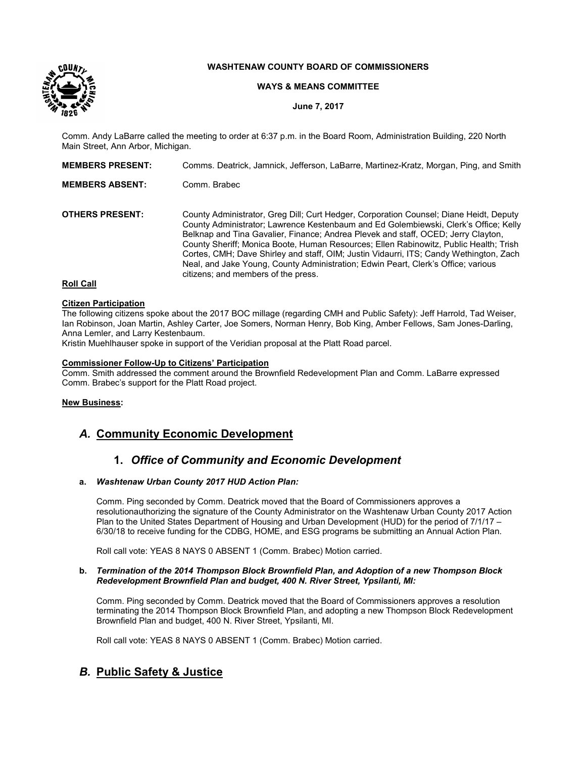**WASHTENAW COUNTY BOARD OF COMMISSIONERS**

**WAYS & MEANS COMMITTEE**

**June 7, 2017**

Comm. Andy LaBarre called the meeting to order at 6:37 p.m. in the Board Room, Administration Building, 220 North Main Street, Ann Arbor, Michigan.

**MEMBERS PRESENT:** Comms. Deatrick, Jamnick, Jefferson, LaBarre, Martinez-Kratz, Morgan, Ping, and Smith

**MEMBERS ABSENT:** Comm. Brabec

**OTHERS PRESENT:** County Administrator, Greg Dill; Curt Hedger, Corporation Counsel; Diane Heidt, Deputy County Administrator; Lawrence Kestenbaum and Ed Golembiewski, Clerk's Office; Kelly Belknap and Tina Gavalier, Finance; Andrea Plevek and staff, OCED; Jerry Clayton, County Sheriff; Monica Boote, Human Resources; Ellen Rabinowitz, Public Health; Trish Cortes, CMH; Dave Shirley and staff, OIM; Justin Vidaurri, ITS; Candy Wethington, Zach Neal, and Jake Young, County Administration; Edwin Peart, Clerk's Office; various citizens; and members of the press.

**Roll Call**

**Citizen Participation**

The following citizens spoke about the 2017 BOC millage (regarding CMH and Public Safety): Jeff Harrold, Tad Weiser, Ian Robinson, Joan Martin, Ashley Carter, Joe Somers, Norman Henry, Bob King, Amber Fellows, Sam Jones-Darling, Anna Lemler, and Larry Kestenbaum.

Kristin Muehlhauser spoke in support of the Veridian proposal at the Platt Road parcel.

**Commissioner Follow-Up to Citizens' Participation**

Comm. Smith addressed the comment around the Brownfield Redevelopment Plan and Comm. LaBarre expressed Comm. Brabec's support for the Platt Road project.

**New Business:**

## *A.* Community Economic Development

### 1. *Office of Community and Economic Development*

**a.** ***Washtenaw Urban County 2017 HUD Action Plan:***

Comm. Ping seconded by Comm. Deatrick moved that the Board of Commissioners approves a resolutionauthorizing the signature of the County Administrator on the Washtenaw Urban County 2017 Action Plan to the United States Department of Housing and Urban Development (HUD) for the period of 7/1/17 – 6/30/18 to receive funding for the CDBG, HOME, and ESG programs be submitting an Annual Action Plan.

Roll call vote: YEAS 8 NAYS 0 ABSENT 1 (Comm. Brabec) Motion carried.

**b.** ***Termination of the 2014 Thompson Block Brownfield Plan, and Adoption of a new Thompson Block Redevelopment Brownfield Plan and budget, 400 N. River Street, Ypsilanti, MI:***

Comm. Ping seconded by Comm. Deatrick moved that the Board of Commissioners approves a resolution terminating the 2014 Thompson Block Brownfield Plan, and adopting a new Thompson Block Redevelopment Brownfield Plan and budget, 400 N. River Street, Ypsilanti, MI.

Roll call vote: YEAS 8 NAYS 0 ABSENT 1 (Comm. Brabec) Motion carried.

## *B.* Public Safety & Justice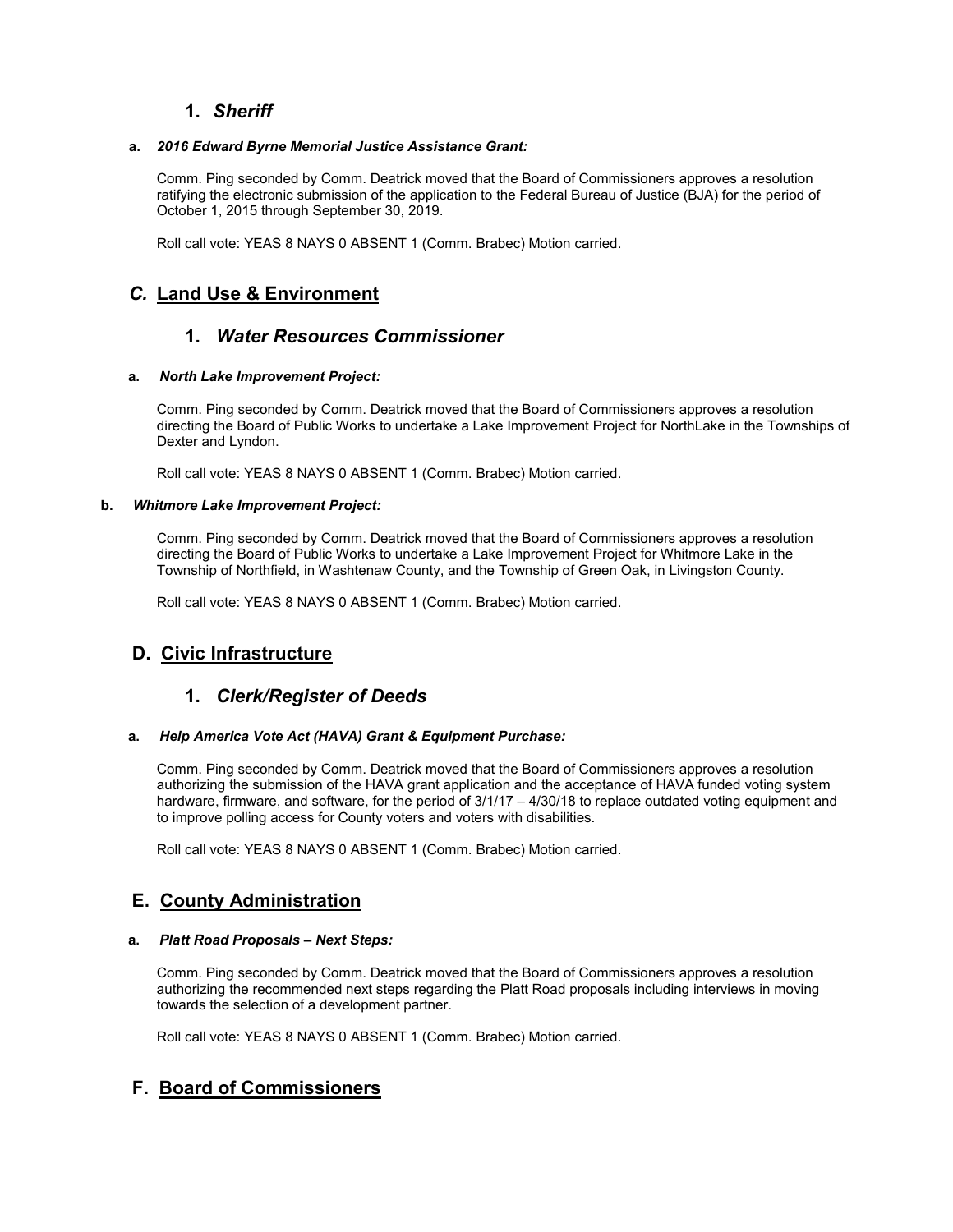### 1. *Sheriff*

**a.** ***2016 Edward Byrne Memorial Justice Assistance Grant:***

Comm. Ping seconded by Comm. Deatrick moved that the Board of Commissioners approves a resolution ratifying the electronic submission of the application to the Federal Bureau of Justice (BJA) for the period of October 1, 2015 through September 30, 2019.

Roll call vote: YEAS 8 NAYS 0 ABSENT 1 (Comm. Brabec) Motion carried.

## *C.* Land Use & Environment

### 1. *Water Resources Commissioner*

**a.** ***North Lake Improvement Project:***

Comm. Ping seconded by Comm. Deatrick moved that the Board of Commissioners approves a resolution directing the Board of Public Works to undertake a Lake Improvement Project for NorthLake in the Townships of Dexter and Lyndon.

Roll call vote: YEAS 8 NAYS 0 ABSENT 1 (Comm. Brabec) Motion carried.

**b.** ***Whitmore Lake Improvement Project:***

Comm. Ping seconded by Comm. Deatrick moved that the Board of Commissioners approves a resolution directing the Board of Public Works to undertake a Lake Improvement Project for Whitmore Lake in the Township of Northfield, in Washtenaw County, and the Township of Green Oak, in Livingston County.

Roll call vote: YEAS 8 NAYS 0 ABSENT 1 (Comm. Brabec) Motion carried.

## D. Civic Infrastructure

### 1. *Clerk/Register of Deeds*

**a.** ***Help America Vote Act (HAVA) Grant & Equipment Purchase:***

Comm. Ping seconded by Comm. Deatrick moved that the Board of Commissioners approves a resolution authorizing the submission of the HAVA grant application and the acceptance of HAVA funded voting system hardware, firmware, and software, for the period of 3/1/17 – 4/30/18 to replace outdated voting equipment and to improve polling access for County voters and voters with disabilities.

Roll call vote: YEAS 8 NAYS 0 ABSENT 1 (Comm. Brabec) Motion carried.

## E. County Administration

**a.** ***Platt Road Proposals – Next Steps:***

Comm. Ping seconded by Comm. Deatrick moved that the Board of Commissioners approves a resolution authorizing the recommended next steps regarding the Platt Road proposals including interviews in moving towards the selection of a development partner.

Roll call vote: YEAS 8 NAYS 0 ABSENT 1 (Comm. Brabec) Motion carried.

## F. Board of Commissioners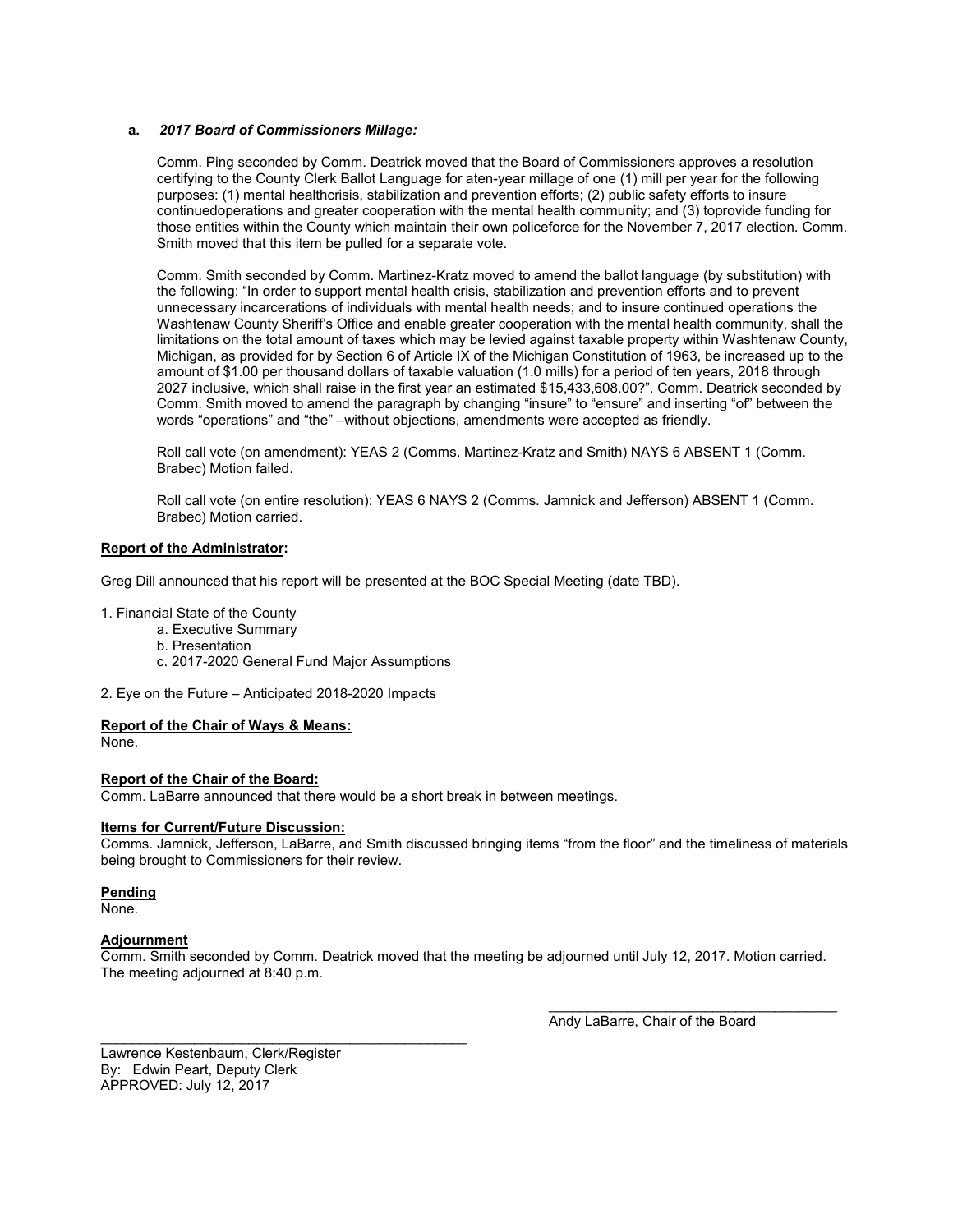**a.** ***2017 Board of Commissioners Millage:***

Comm. Ping seconded by Comm. Deatrick moved that the Board of Commissioners approves a resolution certifying to the County Clerk Ballot Language for aten-year millage of one (1) mill per year for the following purposes: (1) mental healthcrisis, stabilization and prevention efforts; (2) public safety efforts to insure continuedoperations and greater cooperation with the mental health community; and (3) toprovide funding for those entities within the County which maintain their own policeforce for the November 7, 2017 election. Comm. Smith moved that this item be pulled for a separate vote.

Comm. Smith seconded by Comm. Martinez-Kratz moved to amend the ballot language (by substitution) with the following: "In order to support mental health crisis, stabilization and prevention efforts and to prevent unnecessary incarcerations of individuals with mental health needs; and to insure continued operations the Washtenaw County Sheriff's Office and enable greater cooperation with the mental health community, shall the limitations on the total amount of taxes which may be levied against taxable property within Washtenaw County, Michigan, as provided for by Section 6 of Article IX of the Michigan Constitution of 1963, be increased up to the amount of $1.00 per thousand dollars of taxable valuation (1.0 mills) for a period of ten years, 2018 through 2027 inclusive, which shall raise in the first year an estimated $15,433,608.00?". Comm. Deatrick seconded by Comm. Smith moved to amend the paragraph by changing "insure" to "ensure" and inserting "of" between the words "operations" and "the" –without objections, amendments were accepted as friendly.

Roll call vote (on amendment): YEAS 2 (Comms. Martinez-Kratz and Smith) NAYS 6 ABSENT 1 (Comm. Brabec) Motion failed.

Roll call vote (on entire resolution): YEAS 6 NAYS 2 (Comms. Jamnick and Jefferson) ABSENT 1 (Comm. Brabec) Motion carried.

**Report of the Administrator:**

Greg Dill announced that his report will be presented at the BOC Special Meeting (date TBD).

1. Financial State of the County
   a. Executive Summary
   b. Presentation
   c. 2017-2020 General Fund Major Assumptions

2. Eye on the Future – Anticipated 2018-2020 Impacts

**Report of the Chair of Ways & Means:**

None.

**Report of the Chair of the Board:**

Comm. LaBarre announced that there would be a short break in between meetings.

**Items for Current/Future Discussion:**

Comms. Jamnick, Jefferson, LaBarre, and Smith discussed bringing items "from the floor" and the timeliness of materials being brought to Commissioners for their review.

**Pending**

None.

**Adjournment**

Comm. Smith seconded by Comm. Deatrick moved that the meeting be adjourned until July 12, 2017. Motion carried. The meeting adjourned at 8:40 p.m.

\_\_\_\_\_\_\_\_\_\_\_\_\_\_\_\_\_\_\_\_\_\_\_\_\_\_\_\_\_\_\_\_\_\_\_\_\_\_
Andy LaBarre, Chair of the Board

\_\_\_\_\_\_\_\_\_\_\_\_\_\_\_\_\_\_\_\_\_\_\_\_\_\_\_\_\_\_\_\_\_\_\_\_\_\_\_\_\_\_\_\_\_\_\_\_\_\_
Lawrence Kestenbaum, Clerk/Register
By: Edwin Peart, Deputy Clerk
APPROVED: July 12, 2017